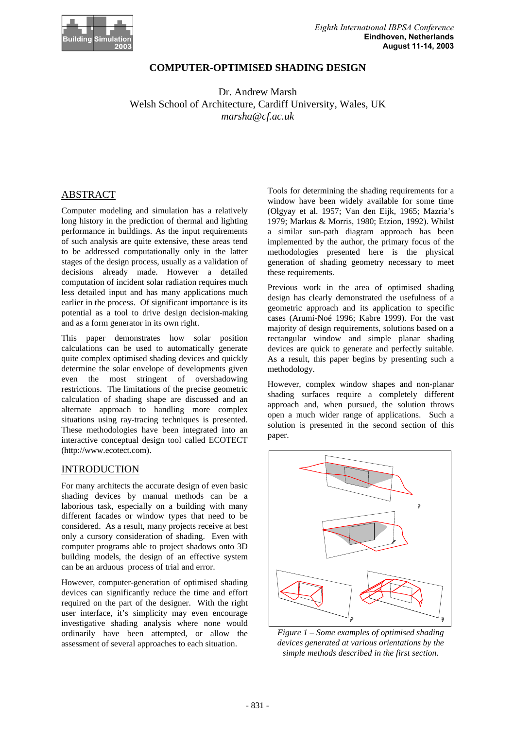# COMPUTER-OPTIMISED SHADING DESIGN

Dr. Andrew Marsh
Welsh School of Architecture, Cardiff University, Wales, UK
*marsha@cf.ac.uk*

## ABSTRACT

Computer modeling and simulation has a relatively long history in the prediction of thermal and lighting performance in buildings. As the input requirements of such analysis are quite extensive, these areas tend to be addressed computationally only in the latter stages of the design process, usually as a validation of decisions already made. However a detailed computation of incident solar radiation requires much less detailed input and has many applications much earlier in the process. Of significant importance is its potential as a tool to drive design decision-making and as a form generator in its own right.

This paper demonstrates how solar position calculations can be used to automatically generate quite complex optimised shading devices and quickly determine the solar envelope of developments given even the most stringent of overshadowing restrictions. The limitations of the precise geometric calculation of shading shape are discussed and an alternate approach to handling more complex situations using ray-tracing techniques is presented. These methodologies have been integrated into an interactive conceptual design tool called ECOTECT (http://www.ecotect.com).

## INTRODUCTION

For many architects the accurate design of even basic shading devices by manual methods can be a laborious task, especially on a building with many different facades or window types that need to be considered. As a result, many projects receive at best only a cursory consideration of shading. Even with computer programs able to project shadows onto 3D building models, the design of an effective system can be an arduous process of trial and error.

However, computer-generation of optimised shading devices can significantly reduce the time and effort required on the part of the designer. With the right user interface, it's simplicity may even encourage investigative shading analysis where none would ordinarily have been attempted, or allow the assessment of several approaches to each situation.

Tools for determining the shading requirements for a window have been widely available for some time (Olgyay et al. 1957; Van den Eijk, 1965; Mazria's 1979; Markus & Morris, 1980; Etzion, 1992). Whilst a similar sun-path diagram approach has been implemented by the author, the primary focus of the methodologies presented here is the physical generation of shading geometry necessary to meet these requirements.

Previous work in the area of optimised shading design has clearly demonstrated the usefulness of a geometric approach and its application to specific cases (Arumi-Noé 1996; Kabre 1999). For the vast majority of design requirements, solutions based on a rectangular window and simple planar shading devices are quick to generate and perfectly suitable. As a result, this paper begins by presenting such a methodology.

However, complex window shapes and non-planar shading surfaces require a completely different approach and, when pursued, the solution throws open a much wider range of applications. Such a solution is presented in the second section of this paper.

*Figure 1 – Some examples of optimised shading devices generated at various orientations by the simple methods described in the first section.*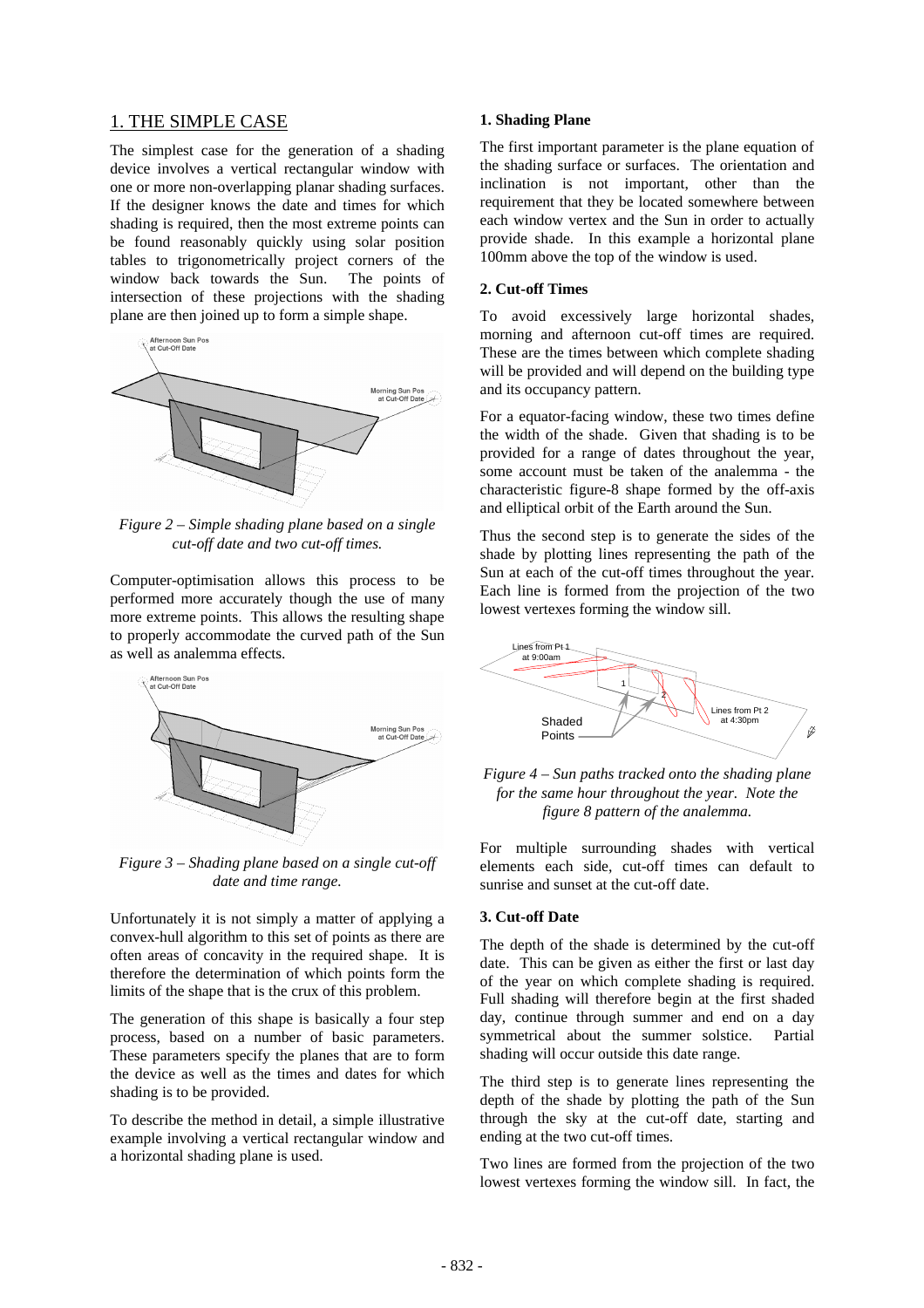## 1. THE SIMPLE CASE

The simplest case for the generation of a shading device involves a vertical rectangular window with one or more non-overlapping planar shading surfaces. If the designer knows the date and times for which shading is required, then the most extreme points can be found reasonably quickly using solar position tables to trigonometrically project corners of the window back towards the Sun. The points of intersection of these projections with the shading plane are then joined up to form a simple shape.

*Figure 2 – Simple shading plane based on a single cut-off date and two cut-off times.*

Computer-optimisation allows this process to be performed more accurately though the use of many more extreme points. This allows the resulting shape to properly accommodate the curved path of the Sun as well as analemma effects.

*Figure 3 – Shading plane based on a single cut-off date and time range.*

Unfortunately it is not simply a matter of applying a convex-hull algorithm to this set of points as there are often areas of concavity in the required shape. It is therefore the determination of which points form the limits of the shape that is the crux of this problem.

The generation of this shape is basically a four step process, based on a number of basic parameters. These parameters specify the planes that are to form the device as well as the times and dates for which shading is to be provided.

To describe the method in detail, a simple illustrative example involving a vertical rectangular window and a horizontal shading plane is used.

### 1. Shading Plane

The first important parameter is the plane equation of the shading surface or surfaces. The orientation and inclination is not important, other than the requirement that they be located somewhere between each window vertex and the Sun in order to actually provide shade. In this example a horizontal plane 100mm above the top of the window is used.

### 2. Cut-off Times

To avoid excessively large horizontal shades, morning and afternoon cut-off times are required. These are the times between which complete shading will be provided and will depend on the building type and its occupancy pattern.

For a equator-facing window, these two times define the width of the shade. Given that shading is to be provided for a range of dates throughout the year, some account must be taken of the analemma - the characteristic figure-8 shape formed by the off-axis and elliptical orbit of the Earth around the Sun.

Thus the second step is to generate the sides of the shade by plotting lines representing the path of the Sun at each of the cut-off times throughout the year. Each line is formed from the projection of the two lowest vertexes forming the window sill.

*Figure 4 – Sun paths tracked onto the shading plane for the same hour throughout the year. Note the figure 8 pattern of the analemma.*

For multiple surrounding shades with vertical elements each side, cut-off times can default to sunrise and sunset at the cut-off date.

### 3. Cut-off Date

The depth of the shade is determined by the cut-off date. This can be given as either the first or last day of the year on which complete shading is required. Full shading will therefore begin at the first shaded day, continue through summer and end on a day symmetrical about the summer solstice. Partial shading will occur outside this date range.

The third step is to generate lines representing the depth of the shade by plotting the path of the Sun through the sky at the cut-off date, starting and ending at the two cut-off times.

Two lines are formed from the projection of the two lowest vertexes forming the window sill. In fact, the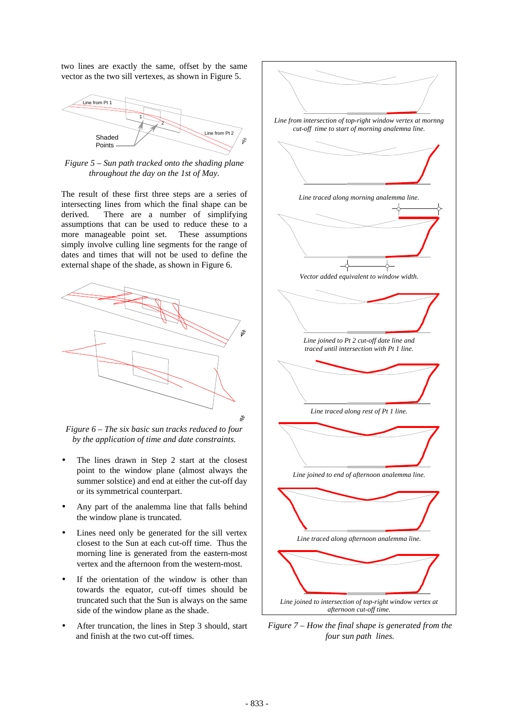two lines are exactly the same, offset by the same vector as the two sill vertexes, as shown in Figure 5.

*Figure 5 – Sun path tracked onto the shading plane throughout the day on the 1st of May.*

The result of these first three steps are a series of intersecting lines from which the final shape can be derived. There are a number of simplifying assumptions that can be used to reduce these to a more manageable point set. These assumptions simply involve culling line segments for the range of dates and times that will not be used to define the external shape of the shade, as shown in Figure 6.

*Figure 6 – The six basic sun tracks reduced to four by the application of time and date constraints.*

- The lines drawn in Step 2 start at the closest point to the window plane (almost always the summer solstice) and end at either the cut-off day or its symmetrical counterpart.
- Any part of the analemma line that falls behind the window plane is truncated.
- Lines need only be generated for the sill vertex closest to the Sun at each cut-off time. Thus the morning line is generated from the eastern-most vertex and the afternoon from the western-most.
- If the orientation of the window is other than towards the equator, cut-off times should be truncated such that the Sun is always on the same side of the window plane as the shade.
- After truncation, the lines in Step 3 should, start and finish at the two cut-off times.

*Line from intersection of top-right window vertex at mornng cut-off time to start of morning analemna line.*

*Line traced along morning analemma line.*

*Vector added equivalent to window width.*

*Line joined to Pt 2 cut-off date line and traced until intersection with Pt 1 line.*

*Line traced along rest of Pt 1 line.*

*Line joined to end of afternoon analemma line.*

*Line traced along afternoon analemma line.*

*Line joined to intersection of top-right window vertex at afternoon cut-off time.*

*Figure 7 – How the final shape is generated from the four sun path lines.*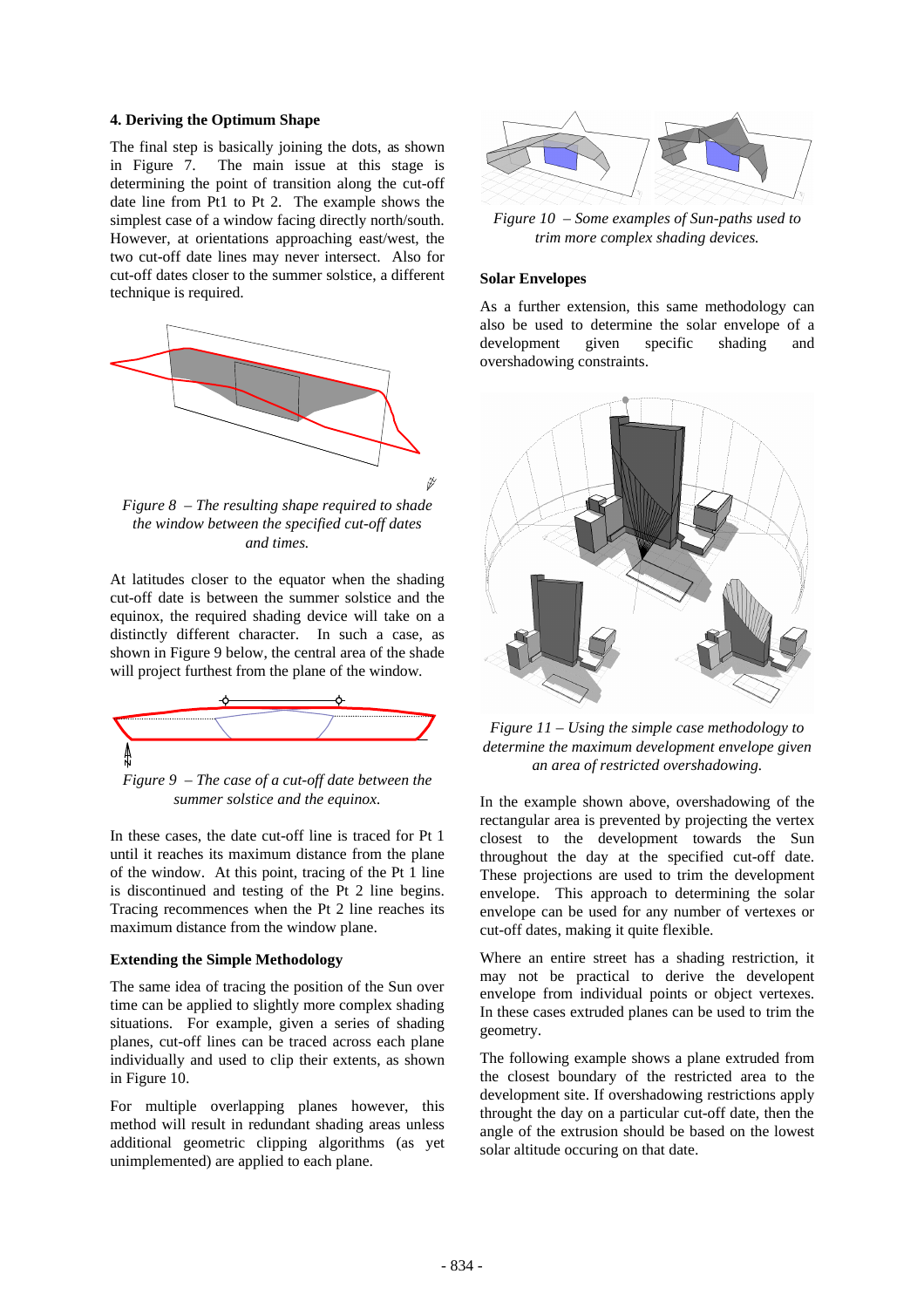## 4. Deriving the Optimum Shape

The final step is basically joining the dots, as shown in Figure 7. The main issue at this stage is determining the point of transition along the cut-off date line from Pt1 to Pt 2. The example shows the simplest case of a window facing directly north/south. However, at orientations approaching east/west, the two cut-off date lines may never intersect. Also for cut-off dates closer to the summer solstice, a different technique is required.

*Figure 8 – The resulting shape required to shade the window between the specified cut-off dates and times.*

At latitudes closer to the equator when the shading cut-off date is between the summer solstice and the equinox, the required shading device will take on a distinctly different character. In such a case, as shown in Figure 9 below, the central area of the shade will project furthest from the plane of the window.

*Figure 9 – The case of a cut-off date between the summer solstice and the equinox.*

In these cases, the date cut-off line is traced for Pt 1 until it reaches its maximum distance from the plane of the window. At this point, tracing of the Pt 1 line is discontinued and testing of the Pt 2 line begins. Tracing recommences when the Pt 2 line reaches its maximum distance from the window plane.

### Extending the Simple Methodology

The same idea of tracing the position of the Sun over time can be applied to slightly more complex shading situations. For example, given a series of shading planes, cut-off lines can be traced across each plane individually and used to clip their extents, as shown in Figure 10.

For multiple overlapping planes however, this method will result in redundant shading areas unless additional geometric clipping algorithms (as yet unimplemented) are applied to each plane.

*Figure 10 – Some examples of Sun-paths used to trim more complex shading devices.*

### Solar Envelopes

As a further extension, this same methodology can also be used to determine the solar envelope of a development given specific shading and overshadowing constraints.

*Figure 11 – Using the simple case methodology to determine the maximum development envelope given an area of restricted overshadowing.*

In the example shown above, overshadowing of the rectangular area is prevented by projecting the vertex closest to the development towards the Sun throughout the day at the specified cut-off date. These projections are used to trim the development envelope. This approach to determining the solar envelope can be used for any number of vertexes or cut-off dates, making it quite flexible.

Where an entire street has a shading restriction, it may not be practical to derive the developent envelope from individual points or object vertexes. In these cases extruded planes can be used to trim the geometry.

The following example shows a plane extruded from the closest boundary of the restricted area to the development site. If overshadowing restrictions apply throught the day on a particular cut-off date, then the angle of the extrusion should be based on the lowest solar altitude occuring on that date.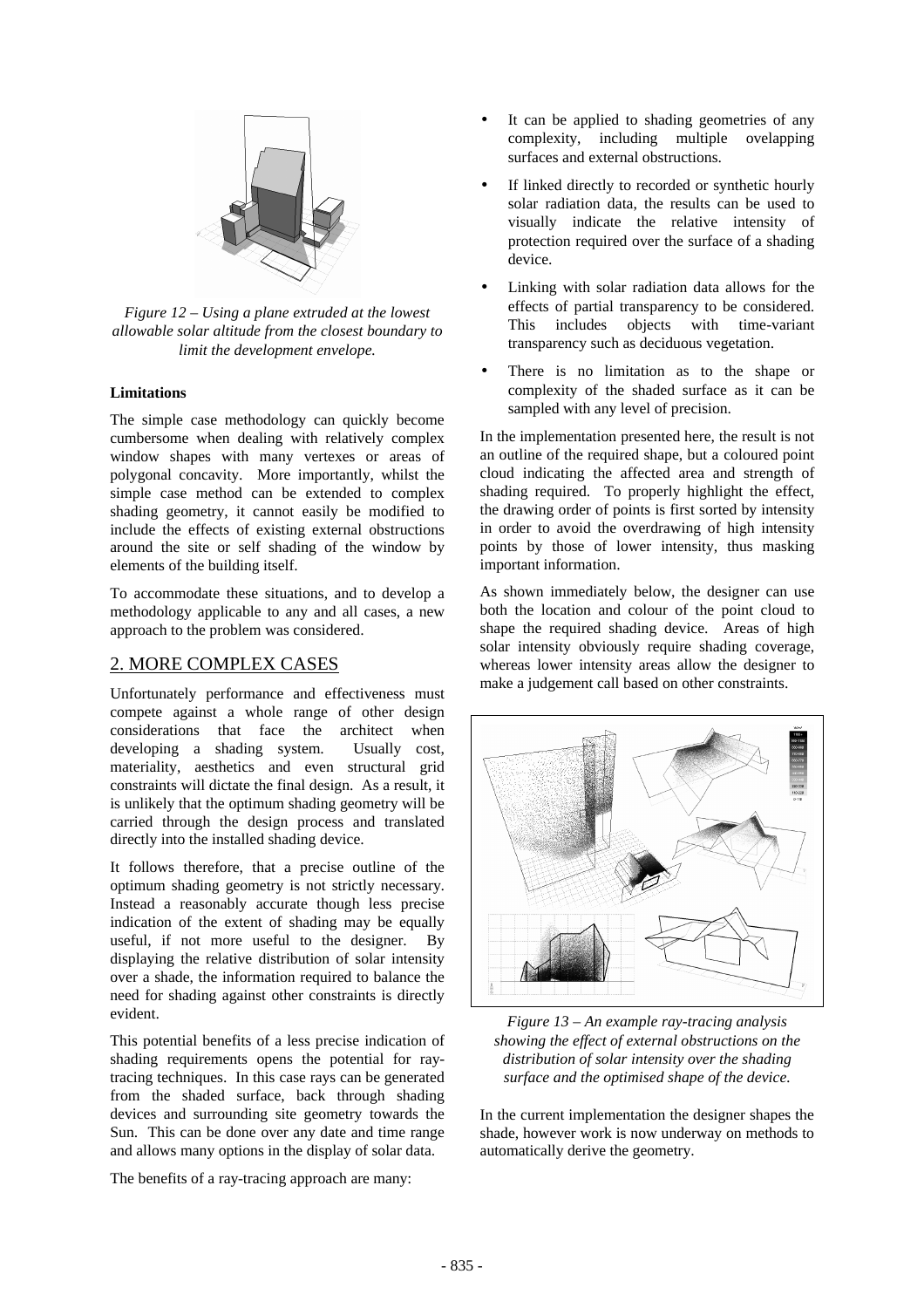*Figure 12 – Using a plane extruded at the lowest allowable solar altitude from the closest boundary to limit the development envelope.*

**Limitations**

The simple case methodology can quickly become cumbersome when dealing with relatively complex window shapes with many vertexes or areas of polygonal concavity. More importantly, whilst the simple case method can be extended to complex shading geometry, it cannot easily be modified to include the effects of existing external obstructions around the site or self shading of the window by elements of the building itself.

To accommodate these situations, and to develop a methodology applicable to any and all cases, a new approach to the problem was considered.

## 2. MORE COMPLEX CASES

Unfortunately performance and effectiveness must compete against a whole range of other design considerations that face the architect when developing a shading system. Usually cost, materiality, aesthetics and even structural grid constraints will dictate the final design. As a result, it is unlikely that the optimum shading geometry will be carried through the design process and translated directly into the installed shading device.

It follows therefore, that a precise outline of the optimum shading geometry is not strictly necessary. Instead a reasonably accurate though less precise indication of the extent of shading may be equally useful, if not more useful to the designer. By displaying the relative distribution of solar intensity over a shade, the information required to balance the need for shading against other constraints is directly evident.

This potential benefits of a less precise indication of shading requirements opens the potential for ray-tracing techniques. In this case rays can be generated from the shaded surface, back through shading devices and surrounding site geometry towards the Sun. This can be done over any date and time range and allows many options in the display of solar data.

The benefits of a ray-tracing approach are many:

- It can be applied to shading geometries of any complexity, including multiple ovelapping surfaces and external obstructions.
- If linked directly to recorded or synthetic hourly solar radiation data, the results can be used to visually indicate the relative intensity of protection required over the surface of a shading device.
- Linking with solar radiation data allows for the effects of partial transparency to be considered. This includes objects with time-variant transparency such as deciduous vegetation.
- There is no limitation as to the shape or complexity of the shaded surface as it can be sampled with any level of precision.

In the implementation presented here, the result is not an outline of the required shape, but a coloured point cloud indicating the affected area and strength of shading required. To properly highlight the effect, the drawing order of points is first sorted by intensity in order to avoid the overdrawing of high intensity points by those of lower intensity, thus masking important information.

As shown immediately below, the designer can use both the location and colour of the point cloud to shape the required shading device. Areas of high solar intensity obviously require shading coverage, whereas lower intensity areas allow the designer to make a judgement call based on other constraints.

*Figure 13 – An example ray-tracing analysis showing the effect of external obstructions on the distribution of solar intensity over the shading surface and the optimised shape of the device.*

In the current implementation the designer shapes the shade, however work is now underway on methods to automatically derive the geometry.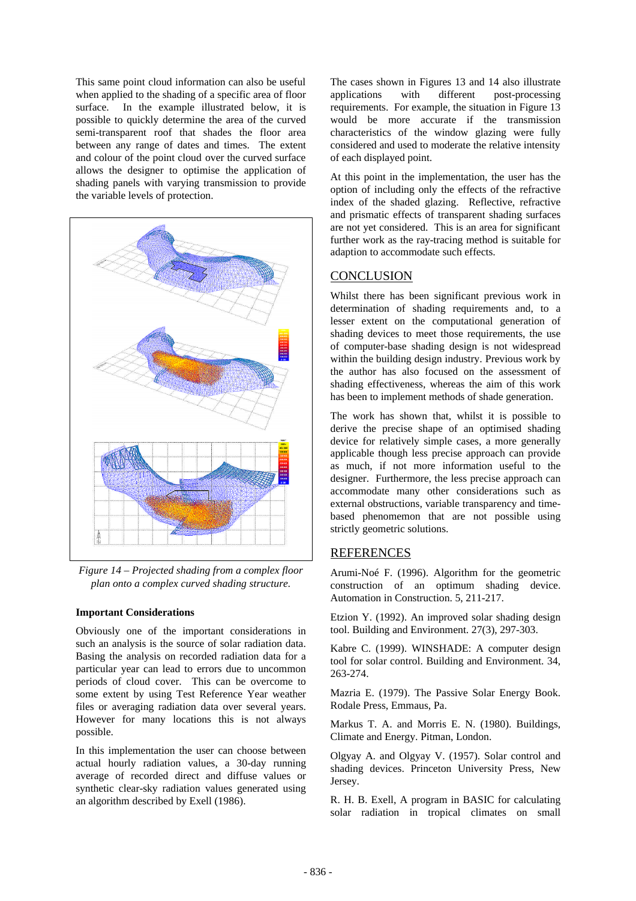This same point cloud information can also be useful when applied to the shading of a specific area of floor surface. In the example illustrated below, it is possible to quickly determine the area of the curved semi-transparent roof that shades the floor area between any range of dates and times. The extent and colour of the point cloud over the curved surface allows the designer to optimise the application of shading panels with varying transmission to provide the variable levels of protection.

*Figure 14 – Projected shading from a complex floor plan onto a complex curved shading structure.*

**Important Considerations**

Obviously one of the important considerations in such an analysis is the source of solar radiation data. Basing the analysis on recorded radiation data for a particular year can lead to errors due to uncommon periods of cloud cover. This can be overcome to some extent by using Test Reference Year weather files or averaging radiation data over several years. However for many locations this is not always possible.

In this implementation the user can choose between actual hourly radiation values, a 30-day running average of recorded direct and diffuse values or synthetic clear-sky radiation values generated using an algorithm described by Exell (1986).

The cases shown in Figures 13 and 14 also illustrate applications with different post-processing requirements. For example, the situation in Figure 13 would be more accurate if the transmission characteristics of the window glazing were fully considered and used to moderate the relative intensity of each displayed point.

At this point in the implementation, the user has the option of including only the effects of the refractive index of the shaded glazing. Reflective, refractive and prismatic effects of transparent shading surfaces are not yet considered. This is an area for significant further work as the ray-tracing method is suitable for adaption to accommodate such effects.

## CONCLUSION

Whilst there has been significant previous work in determination of shading requirements and, to a lesser extent on the computational generation of shading devices to meet those requirements, the use of computer-base shading design is not widespread within the building design industry. Previous work by the author has also focused on the assessment of shading effectiveness, whereas the aim of this work has been to implement methods of shade generation.

The work has shown that, whilst it is possible to derive the precise shape of an optimised shading device for relatively simple cases, a more generally applicable though less precise approach can provide as much, if not more information useful to the designer. Furthermore, the less precise approach can accommodate many other considerations such as external obstructions, variable transparency and time-based phenomemon that are not possible using strictly geometric solutions.

## REFERENCES

Arumi-Noé F. (1996). Algorithm for the geometric construction of an optimum shading device. Automation in Construction. 5, 211-217.

Etzion Y. (1992). An improved solar shading design tool. Building and Environment. 27(3), 297-303.

Kabre C. (1999). WINSHADE: A computer design tool for solar control. Building and Environment. 34, 263-274.

Mazria E. (1979). The Passive Solar Energy Book. Rodale Press, Emmaus, Pa.

Markus T. A. and Morris E. N. (1980). Buildings, Climate and Energy. Pitman, London.

Olgyay A. and Olgyay V. (1957). Solar control and shading devices. Princeton University Press, New Jersey.

R. H. B. Exell, A program in BASIC for calculating solar radiation in tropical climates on small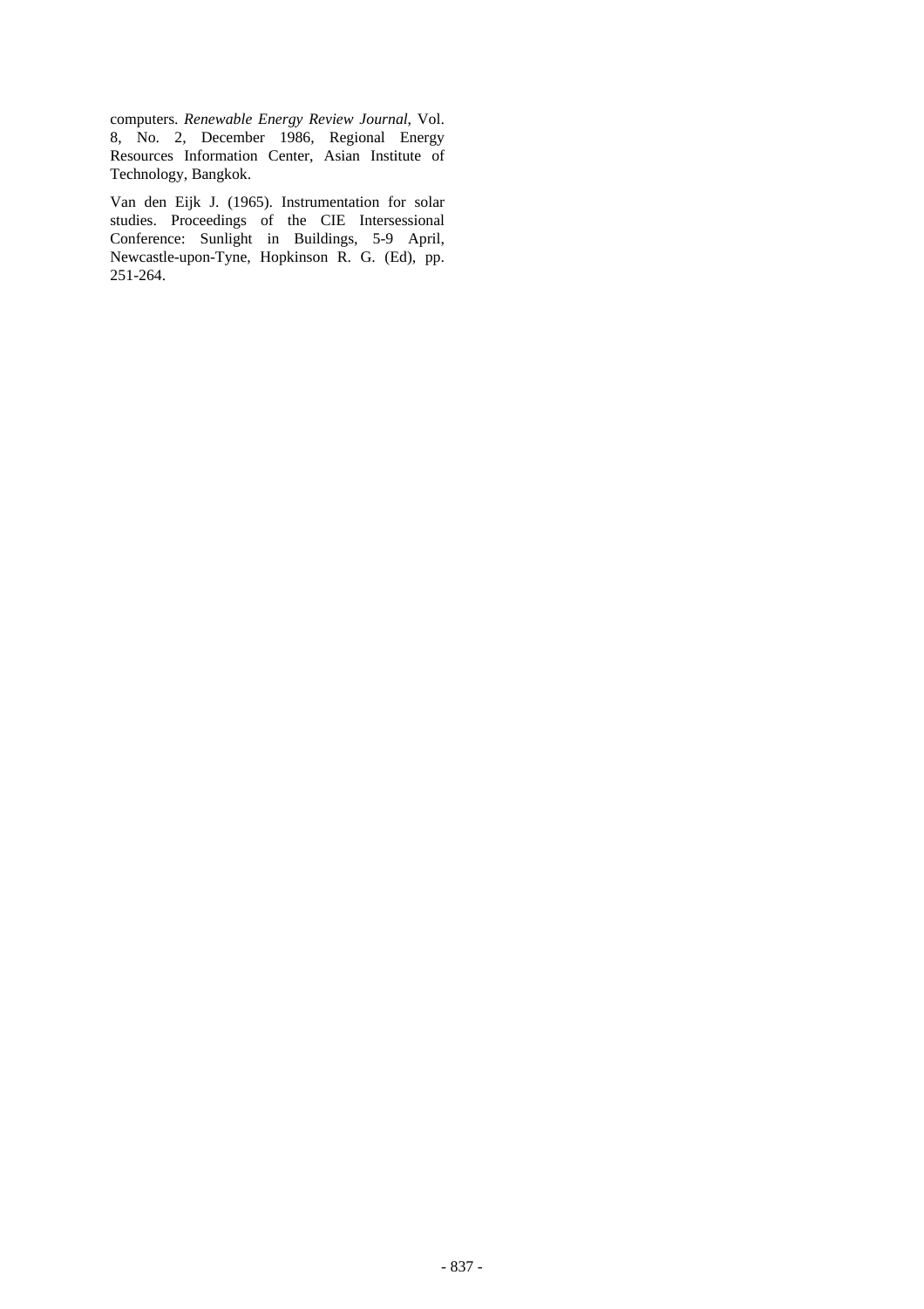computers. *Renewable Energy Review Journal*, Vol. 8, No. 2, December 1986, Regional Energy Resources Information Center, Asian Institute of Technology, Bangkok.

Van den Eijk J. (1965). Instrumentation for solar studies. Proceedings of the CIE Intersessional Conference: Sunlight in Buildings, 5-9 April, Newcastle-upon-Tyne, Hopkinson R. G. (Ed), pp. 251-264.